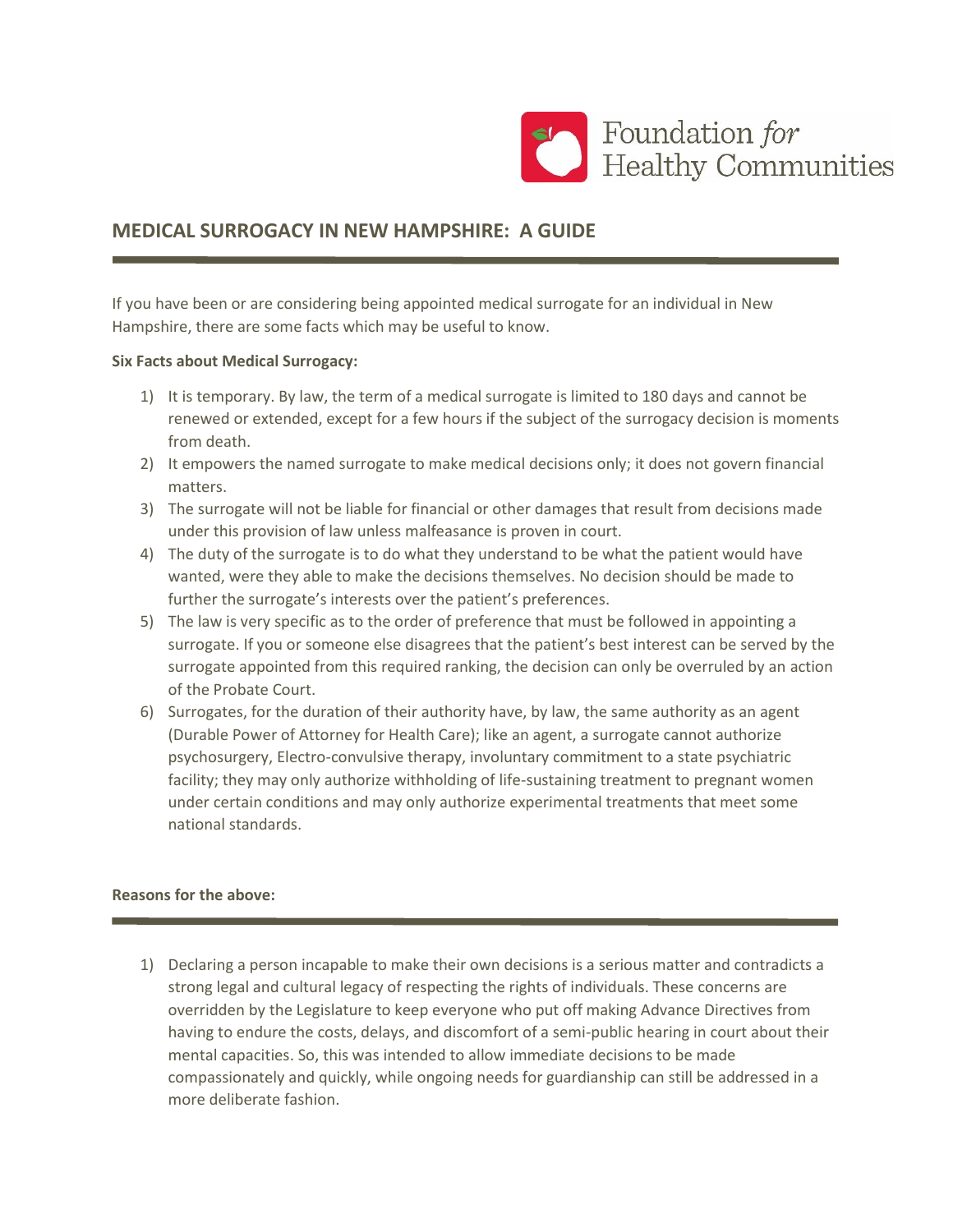Foundation *for* Healthy Communities

## MEDICAL SURROGACY IN NEW HAMPSHIRE: A GUIDE

If you have been or are considering being appointed medical surrogate for an individual in New Hampshire, there are some facts which may be useful to know.

**Six Facts about Medical Surrogacy:**

1) It is temporary. By law, the term of a medical surrogate is limited to 180 days and cannot be renewed or extended, except for a few hours if the subject of the surrogacy decision is moments from death.
2) It empowers the named surrogate to make medical decisions only; it does not govern financial matters.
3) The surrogate will not be liable for financial or other damages that result from decisions made under this provision of law unless malfeasance is proven in court.
4) The duty of the surrogate is to do what they understand to be what the patient would have wanted, were they able to make the decisions themselves. No decision should be made to further the surrogate's interests over the patient's preferences.
5) The law is very specific as to the order of preference that must be followed in appointing a surrogate. If you or someone else disagrees that the patient's best interest can be served by the surrogate appointed from this required ranking, the decision can only be overruled by an action of the Probate Court.
6) Surrogates, for the duration of their authority have, by law, the same authority as an agent (Durable Power of Attorney for Health Care); like an agent, a surrogate cannot authorize psychosurgery, Electro-convulsive therapy, involuntary commitment to a state psychiatric facility; they may only authorize withholding of life-sustaining treatment to pregnant women under certain conditions and may only authorize experimental treatments that meet some national standards.

**Reasons for the above:**

1) Declaring a person incapable to make their own decisions is a serious matter and contradicts a strong legal and cultural legacy of respecting the rights of individuals. These concerns are overridden by the Legislature to keep everyone who put off making Advance Directives from having to endure the costs, delays, and discomfort of a semi-public hearing in court about their mental capacities. So, this was intended to allow immediate decisions to be made compassionately and quickly, while ongoing needs for guardianship can still be addressed in a more deliberate fashion.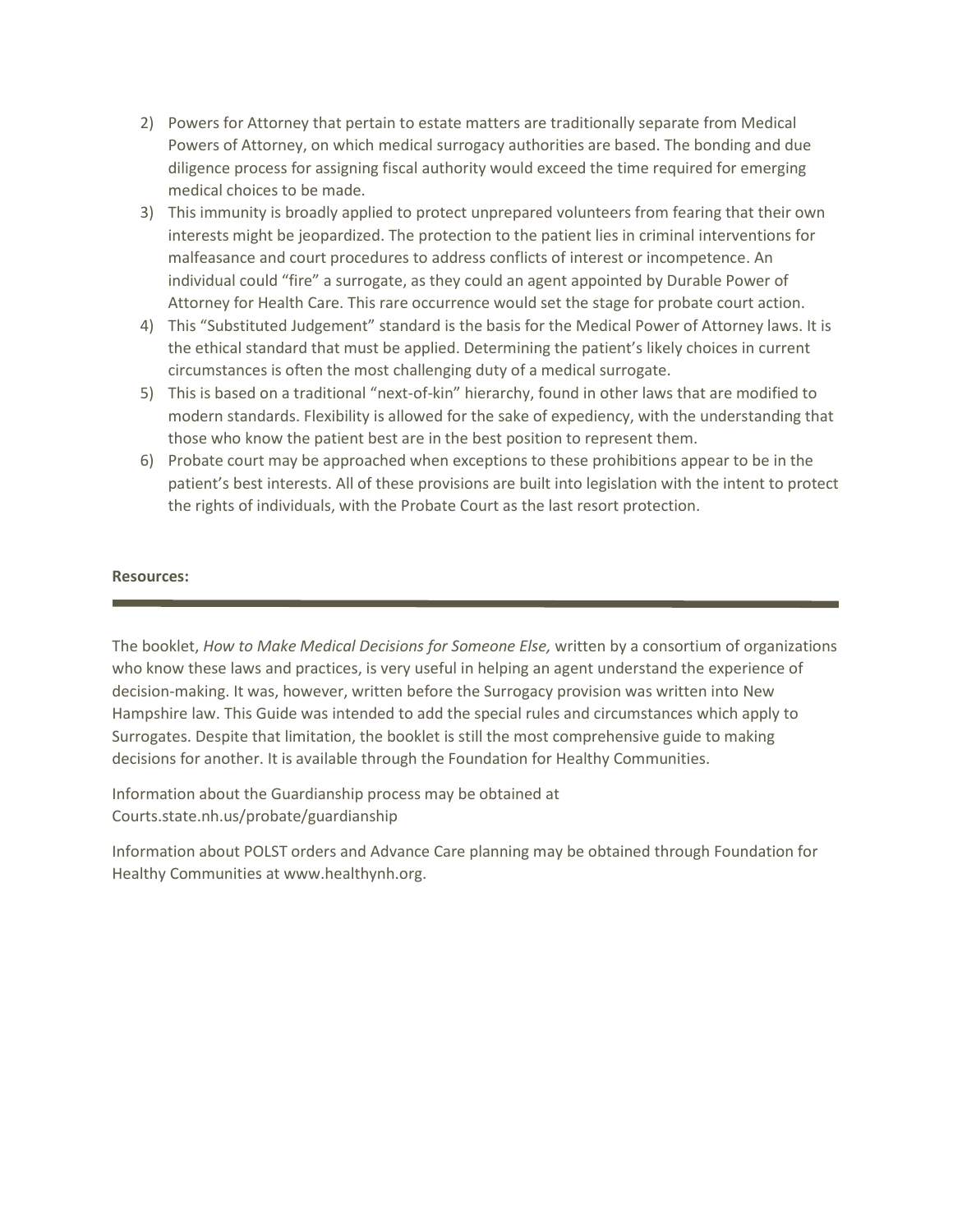2) Powers for Attorney that pertain to estate matters are traditionally separate from Medical Powers of Attorney, on which medical surrogacy authorities are based. The bonding and due diligence process for assigning fiscal authority would exceed the time required for emerging medical choices to be made.
3) This immunity is broadly applied to protect unprepared volunteers from fearing that their own interests might be jeopardized. The protection to the patient lies in criminal interventions for malfeasance and court procedures to address conflicts of interest or incompetence. An individual could "fire" a surrogate, as they could an agent appointed by Durable Power of Attorney for Health Care. This rare occurrence would set the stage for probate court action.
4) This "Substituted Judgement" standard is the basis for the Medical Power of Attorney laws. It is the ethical standard that must be applied. Determining the patient's likely choices in current circumstances is often the most challenging duty of a medical surrogate.
5) This is based on a traditional "next-of-kin" hierarchy, found in other laws that are modified to modern standards. Flexibility is allowed for the sake of expediency, with the understanding that those who know the patient best are in the best position to represent them.
6) Probate court may be approached when exceptions to these prohibitions appear to be in the patient's best interests. All of these provisions are built into legislation with the intent to protect the rights of individuals, with the Probate Court as the last resort protection.

**Resources:**

---

The booklet, *How to Make Medical Decisions for Someone Else,* written by a consortium of organizations who know these laws and practices, is very useful in helping an agent understand the experience of decision-making. It was, however, written before the Surrogacy provision was written into New Hampshire law. This Guide was intended to add the special rules and circumstances which apply to Surrogates. Despite that limitation, the booklet is still the most comprehensive guide to making decisions for another. It is available through the Foundation for Healthy Communities.

Information about the Guardianship process may be obtained at Courts.state.nh.us/probate/guardianship

Information about POLST orders and Advance Care planning may be obtained through Foundation for Healthy Communities at www.healthynh.org.